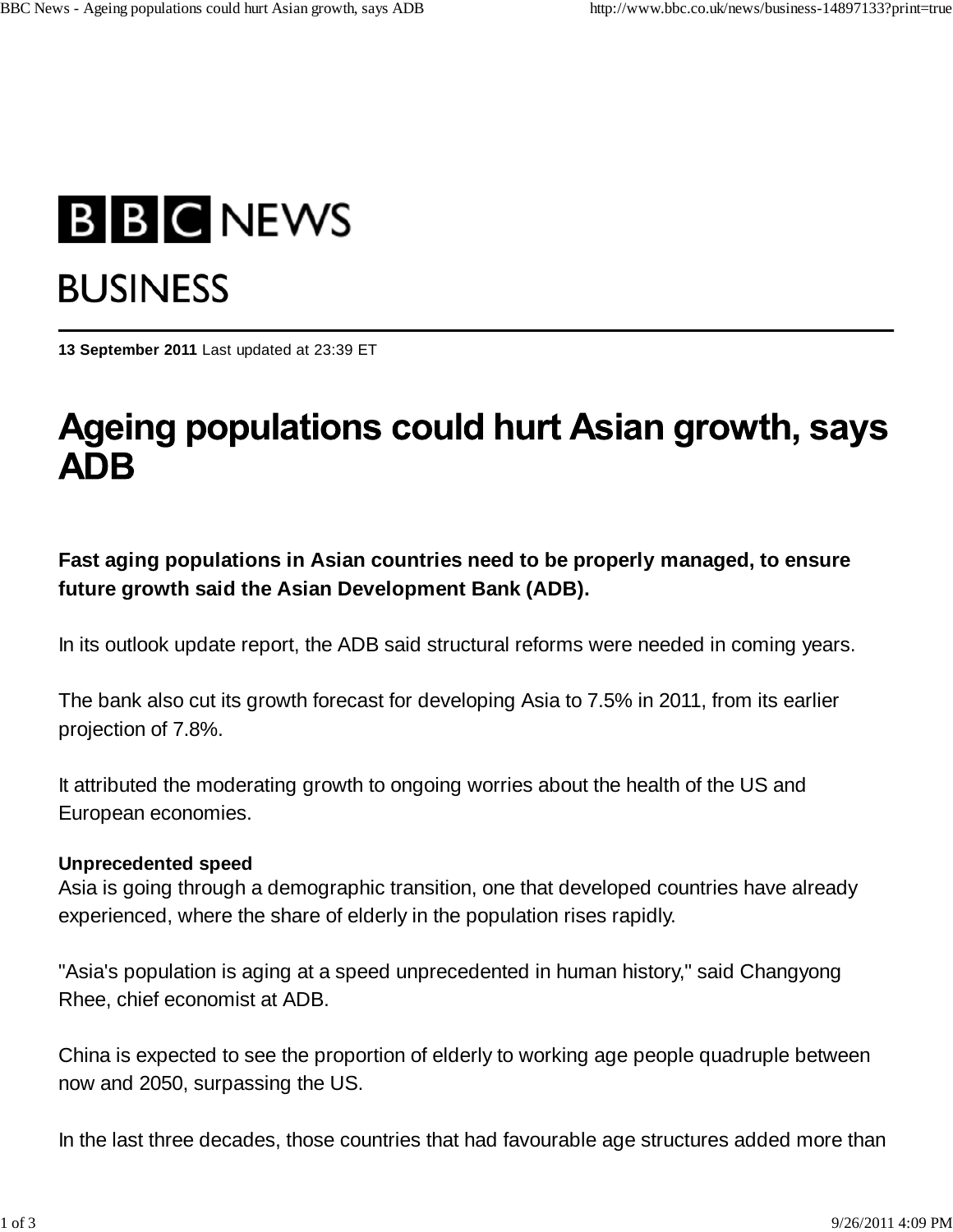# BBC NEWS

## BUSINESS

**13 September 2011** Last updated at 23:39 ET

# Ageing populations could hurt Asian growth, says ADB

**Fast aging populations in Asian countries need to be properly managed, to ensure future growth said the Asian Development Bank (ADB).**

In its outlook update report, the ADB said structural reforms were needed in coming years.

The bank also cut its growth forecast for developing Asia to 7.5% in 2011, from its earlier projection of 7.8%.

It attributed the moderating growth to ongoing worries about the health of the US and European economies.

**Unprecedented speed**

Asia is going through a demographic transition, one that developed countries have already experienced, where the share of elderly in the population rises rapidly.

"Asia's population is aging at a speed unprecedented in human history," said Changyong Rhee, chief economist at ADB.

China is expected to see the proportion of elderly to working age people quadruple between now and 2050, surpassing the US.

In the last three decades, those countries that had favourable age structures added more than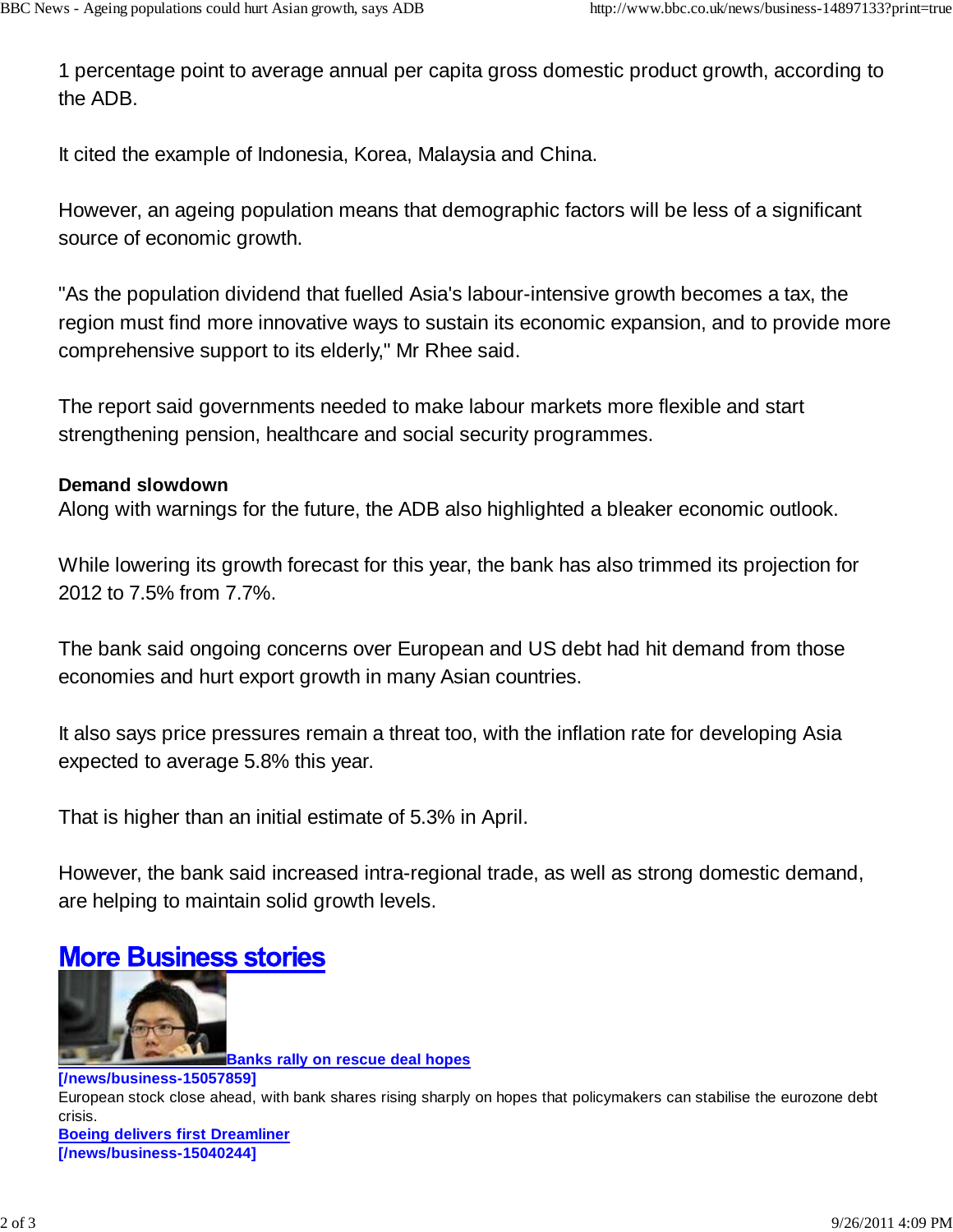1 percentage point to average annual per capita gross domestic product growth, according to the ADB.

It cited the example of Indonesia, Korea, Malaysia and China.

However, an ageing population means that demographic factors will be less of a significant source of economic growth.

"As the population dividend that fuelled Asia's labour-intensive growth becomes a tax, the region must find more innovative ways to sustain its economic expansion, and to provide more comprehensive support to its elderly," Mr Rhee said.

The report said governments needed to make labour markets more flexible and start strengthening pension, healthcare and social security programmes.

**Demand slowdown**

Along with warnings for the future, the ADB also highlighted a bleaker economic outlook.

While lowering its growth forecast for this year, the bank has also trimmed its projection for 2012 to 7.5% from 7.7%.

The bank said ongoing concerns over European and US debt had hit demand from those economies and hurt export growth in many Asian countries.

It also says price pressures remain a threat too, with the inflation rate for developing Asia expected to average 5.8% this year.

That is higher than an initial estimate of 5.3% in April.

However, the bank said increased intra-regional trade, as well as strong domestic demand, are helping to maintain solid growth levels.

## More Business stories

**Banks rally on rescue deal hopes**
**[/news/business-15057859]**
European stock close ahead, with bank shares rising sharply on hopes that policymakers can stabilise the eurozone debt crisis.

**Boeing delivers first Dreamliner**
**[/news/business-15040244]**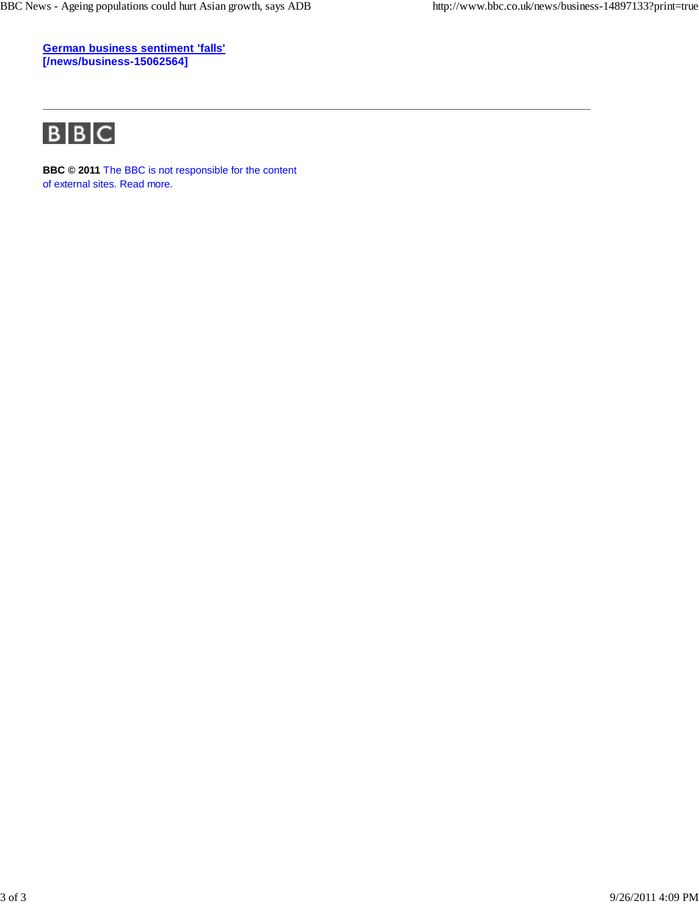**German business sentiment 'falls' [/news/business-15062564]**

---

BBC

**BBC © 2011** The BBC is not responsible for the content of external sites. Read more.